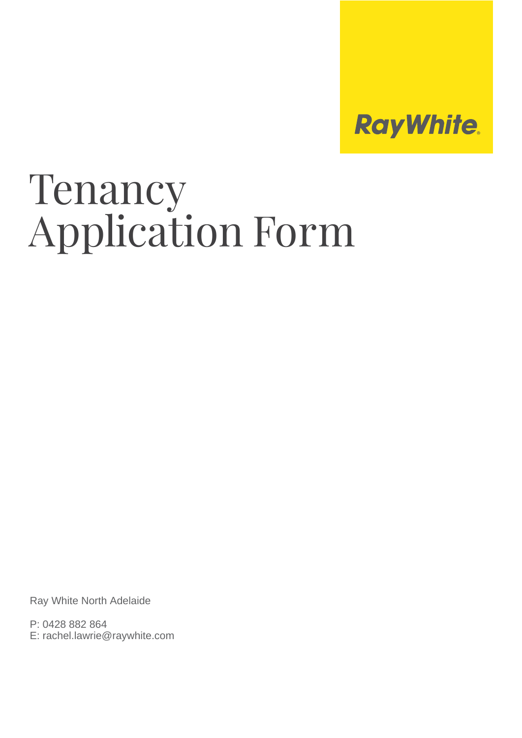Ray White

# Tenancy Application Form

Ray White North Adelaide

P: 0428 882 864
E: rachel.lawrie@raywhite.com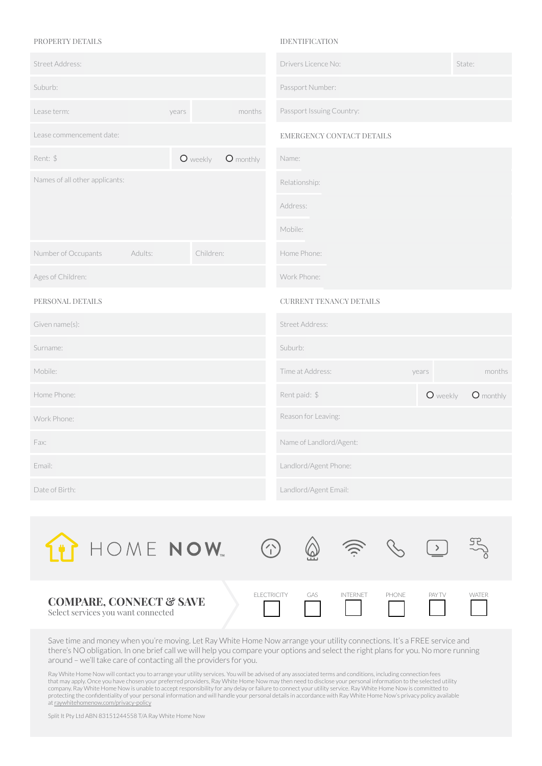## PROPERTY DETAILS

Street Address:

Suburb:

Lease term: years months

Lease commencement date:

Rent: $ ○ weekly ○ monthly

Names of all other applicants:

Number of Occupants Adults: Children:

Ages of Children:

## PERSONAL DETAILS

Given name(s):

Surname:

Mobile:

Home Phone:

Work Phone:

Fax:

Email:

Date of Birth:

## IDENTIFICATION

Drivers Licence No: State:

Passport Number:

Passport Issuing Country:

## EMERGENCY CONTACT DETAILS

Name:

Relationship:

Address:

Mobile:

Home Phone:

Work Phone:

## CURRENT TENANCY DETAILS

Street Address:

Suburb:

Time at Address: years months

Rent paid: $ ○ weekly ○ monthly

Reason for Leaving:

Name of Landlord/Agent:

Landlord/Agent Phone:

Landlord/Agent Email:

HOME **NOW**™

## COMPARE, CONNECT & SAVE

Select services you want connected

| ELECTRICITY | GAS | INTERNET | PHONE | PAY TV | WATER |
|---|---|---|---|---|---|
| ☐ | ☐ | ☐ | ☐ | ☐ | ☐ |

Save time and money when you're moving. Let Ray White Home Now arrange your utility connections. It's a FREE service and there's NO obligation. In one brief call we will help you compare your options and select the right plans for you. No more running around – we'll take care of contacting all the providers for you.

Ray White Home Now will contact you to arrange your utility services. You will be advised of any associated terms and conditions, including connection fees that may apply. Once you have chosen your preferred providers, Ray White Home Now may then need to disclose your personal information to the selected utility company. Ray White Home Now is unable to accept responsibility for any delay or failure to connect your utility service. Ray White Home Now is committed to protecting the confidentiality of your personal information and will handle your personal details in accordance with Ray White Home Now's privacy policy available at raywhitehomenow.com/privacy-policy

Split It Pty Ltd ABN 83151244558 T/A Ray White Home Now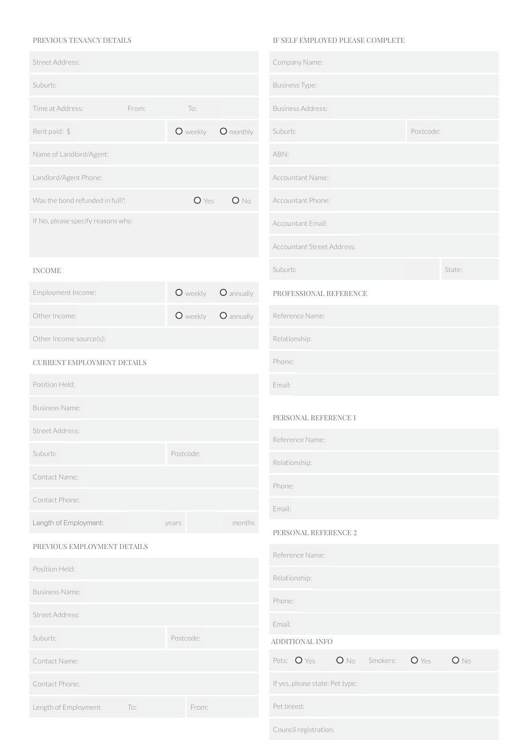## PREVIOUS TENANCY DETAILS

Street Address:

Suburb:

Time at Address: From: To:

Rent paid: $ ○ weekly ○ monthly

Name of Landlord/Agent:

Landlord/Agent Phone:

Was the bond refunded in full?: ○ Yes ○ No

If No, please specify reasons why:

## INCOME

Employment Income: ○ weekly ○ annually

Other Income: ○ weekly ○ annually

Other Income source(s):

## CURRENT EMPLOYMENT DETAILS

Position Held:

Business Name:

Street Address:

Suburb: Postcode:

Contact Name:

Contact Phone:

Length of Employment: years months

## PREVIOUS EMPLOYMENT DETAILS

Position Held:

Business Name:

Street Address:

Suburb: Postcode:

Contact Name:

Contact Phone:

Length of Employment To: From:

## IF SELF EMPLOYED PLEASE COMPLETE

Company Name:

Business Type:

Business Address:

Suburb: Postcode:

ABN:

Accountant Name:

Accountant Phone:

Accountant Email:

Accountant Street Address:

Suburb: State:

## PROFESSIONAL REFERENCE

Reference Name:

Relationship:

Phone:

Email:

## PERSONAL REFERENCE 1

Reference Name:

Relationship:

Phone:

Email:

## PERSONAL REFERENCE 2

Reference Name:

Relationship:

Phone:

Email:

## ADDITIONAL INFO

Pets: ○ Yes ○ No Smokers: ○ Yes ○ No

If yes, please state: Pet type:

Pet breed:

Council registration: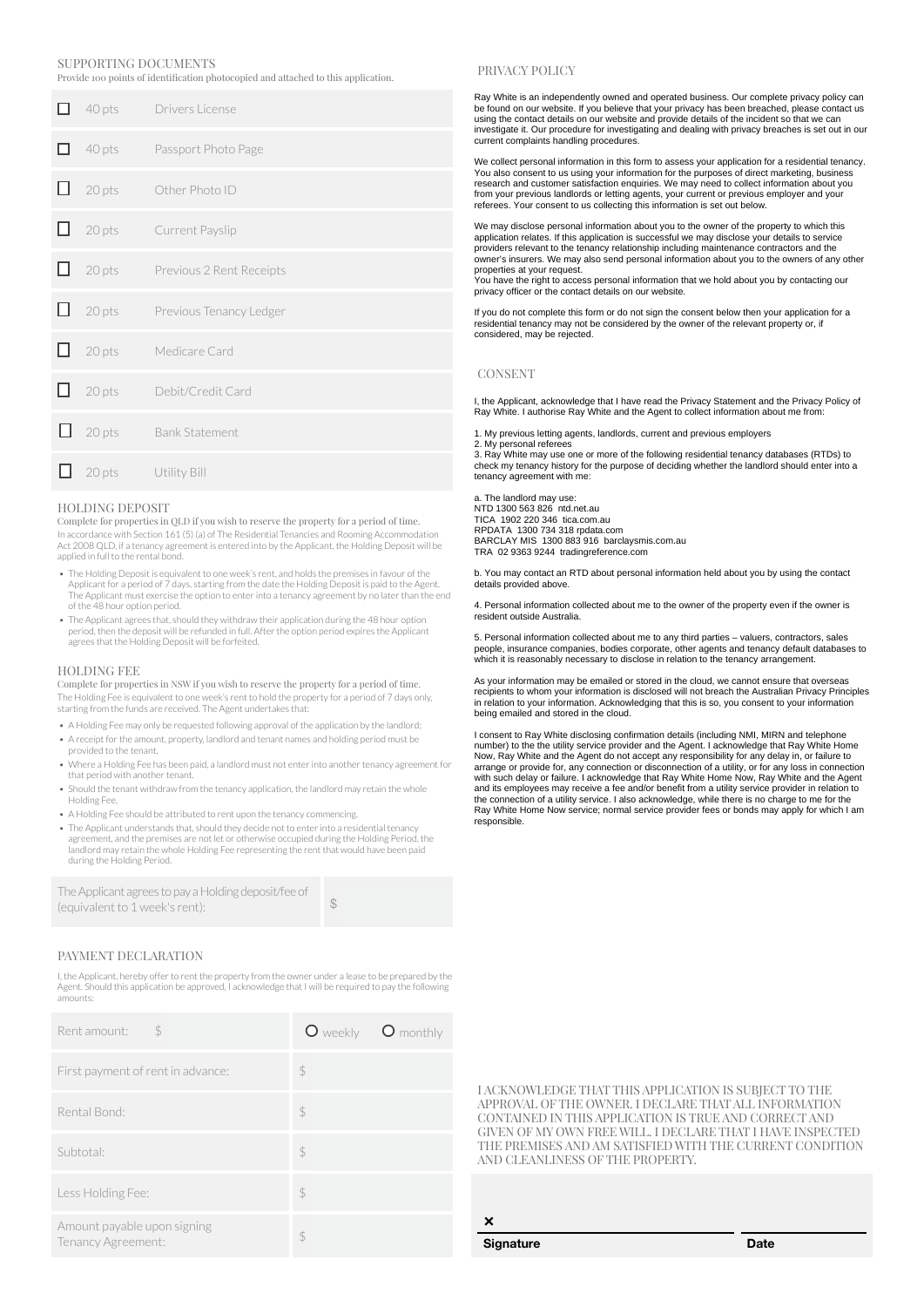## SUPPORTING DOCUMENTS

Provide 100 points of identification photocopied and attached to this application.

| | | |
|---|---|---|
| ☐ | 40 pts | Drivers License |
| ☐ | 40 pts | Passport Photo Page |
| ☐ | 20 pts | Other Photo ID |
| ☐ | 20 pts | Current Payslip |
| ☐ | 20 pts | Previous 2 Rent Receipts |
| ☐ | 20 pts | Previous Tenancy Ledger |
| ☐ | 20 pts | Medicare Card |
| ☐ | 20 pts | Debit/Credit Card |
| ☐ | 20 pts | Bank Statement |
| ☐ | 20 pts | Utility Bill |

## HOLDING DEPOSIT

Complete for properties in QLD if you wish to reserve the property for a period of time.

In accordance with Section 161 (5) (a) of The Residential Tenancies and Rooming Accommodation Act 2008 QLD, if a tenancy agreement is entered into by the Applicant, the Holding Deposit will be applied in full to the rental bond.

- The Holding Deposit is equivalent to one week's rent, and holds the premises in favour of the Applicant for a period of 7 days, starting from the date the Holding Deposit is paid to the Agent. The Applicant must exercise the option to enter into a tenancy agreement by no later than the end of the 48 hour option period.
- The Applicant agrees that, should they withdraw their application during the 48 hour option period, then the deposit will be refunded in full. After the option period expires the Applicant agrees that the Holding Deposit will be forfeited.

## HOLDING FEE

Complete for properties in NSW if you wish to reserve the property for a period of time.

The Holding Fee is equivalent to one week's rent to hold the property for a period of 7 days only, starting from the funds are received. The Agent undertakes that:

- A Holding Fee may only be requested following approval of the application by the landlord;
- A receipt for the amount, property, landlord and tenant names and holding period must be provided to the tenant.
- Where a Holding Fee has been paid, a landlord must not enter into another tenancy agreement for that period with another tenant.
- Should the tenant withdraw from the tenancy application, the landlord may retain the whole Holding Fee.
- A Holding Fee should be attributed to rent upon the tenancy commencing.
- The Applicant understands that, should they decide not to enter into a residential tenancy agreement, and the premises are not let or otherwise occupied during the Holding Period, the landlord may retain the whole Holding Fee representing the rent that would have been paid during the Holding Period.

| | |
|---|---|
| The Applicant agrees to pay a Holding deposit/fee of (equivalent to 1 week's rent): | $ |

## PAYMENT DECLARATION

I, the Applicant, hereby offer to rent the property from the owner under a lease to be prepared by the Agent. Should this application be approved, I acknowledge that I will be required to pay the following amounts:

| | |
|---|---|
| Rent amount: $ | ○ weekly ○ monthly |
| First payment of rent in advance: | $ |
| Rental Bond: | $ |
| Subtotal: | $ |
| Less Holding Fee: | $ |
| Amount payable upon signing Tenancy Agreement: | $ |

## PRIVACY POLICY

Ray White is an independently owned and operated business. Our complete privacy policy can be found on our website. If you believe that your privacy has been breached, please contact us using the contact details on our website and provide details of the incident so that we can investigate it. Our procedure for investigating and dealing with privacy breaches is set out in our current complaints handling procedures.

We collect personal information in this form to assess your application for a residential tenancy. You also consent to us using your information for the purposes of direct marketing, business research and customer satisfaction enquiries. We may need to collect information about you from your previous landlords or letting agents, your current or previous employer and your referees. Your consent to us collecting this information is set out below.

We may disclose personal information about you to the owner of the property to which this application relates. If this application is successful we may disclose your details to service providers relevant to the tenancy relationship including maintenance contractors and the owner's insurers. We may also send personal information about you to the owners of any other properties at your request.
You have the right to access personal information that we hold about you by contacting our privacy officer or the contact details on our website.

If you do not complete this form or do not sign the consent below then your application for a residential tenancy may not be considered by the owner of the relevant property or, if considered, may be rejected.

## CONSENT

I, the Applicant, acknowledge that I have read the Privacy Statement and the Privacy Policy of Ray White. I authorise Ray White and the Agent to collect information about me from:

1. My previous letting agents, landlords, current and previous employers
2. My personal referees
3. Ray White may use one or more of the following residential tenancy databases (RTDs) to check my tenancy history for the purpose of deciding whether the landlord should enter into a tenancy agreement with me:

a. The landlord may use:
NTD 1300 563 826 ntd.net.au
TICA 1902 220 346 tica.com.au
RPDATA 1300 734 318 rpdata.com
BARCLAY MIS 1300 883 916 barclaysmis.com.au
TRA 02 9363 9244 tradingreference.com

b. You may contact an RTD about personal information held about you by using the contact details provided above.

4. Personal information collected about me to the owner of the property even if the owner is resident outside Australia.

5. Personal information collected about me to any third parties – valuers, contractors, sales people, insurance companies, bodies corporate, other agents and tenancy default databases to which it is reasonably necessary to disclose in relation to the tenancy arrangement.

As your information may be emailed or stored in the cloud, we cannot ensure that overseas recipients to whom your information is disclosed will not breach the Australian Privacy Principles in relation to your information. Acknowledging that this is so, you consent to your information being emailed and stored in the cloud.

I consent to Ray White disclosing confirmation details (including NMI, MIRN and telephone number) to the the utility service provider and the Agent. I acknowledge that Ray White Home Now, Ray White and the Agent do not accept any responsibility for any delay in, or failure to arrange or provide for, any connection or disconnection of a utility, or for any loss in connection with such delay or failure. I acknowledge that Ray White Home Now, Ray White and the Agent and its employees may receive a fee and/or benefit from a utility service provider in relation to the connection of a utility service. I also acknowledge, while there is no charge to me for the Ray White Home Now service; normal service provider fees or bonds may apply for which I am responsible.

I ACKNOWLEDGE THAT THIS APPLICATION IS SUBJECT TO THE APPROVAL OF THE OWNER. I DECLARE THAT ALL INFORMATION CONTAINED IN THIS APPLICATION IS TRUE AND CORRECT AND GIVEN OF MY OWN FREE WILL. I DECLARE THAT I HAVE INSPECTED THE PREMISES AND AM SATISFIED WITH THE CURRENT CONDITION AND CLEANLINESS OF THE PROPERTY.

| | |
|---|---|
| ✕ | |
| **Signature** | **Date** |